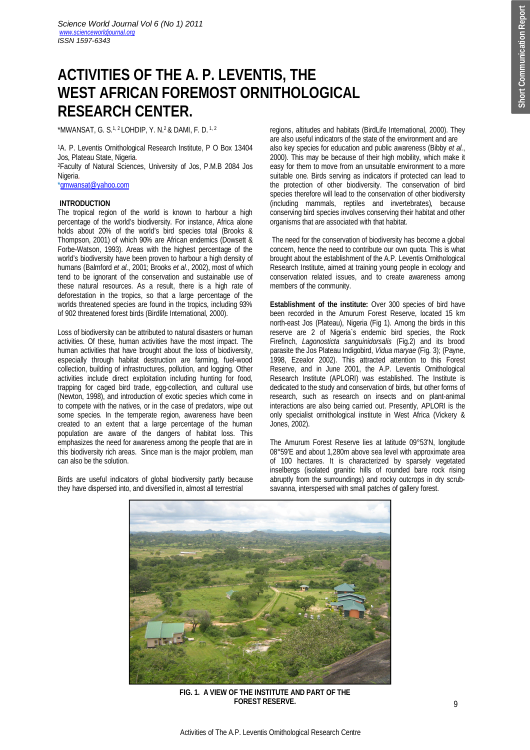# ACTIVITIES OF THE A. P. LEVENTIS, THE WEST AFRICAN FOREMOST ORNITHOLOGICAL RESEARCH CENTER.

*MWANSAT, G. S.[1, 2] LOHDIP, Y. N.[2] & DAMI, F. D.[1, 2]

[1]A. P. Leventis Ornithological Research Institute, P O Box 13404 Jos, Plateau State, Nigeria.
[2]Faculty of Natural Sciences, University of Jos, P.M.B 2084 Jos Nigeria.
*gmwansat@yahoo.com

## INTRODUCTION

The tropical region of the world is known to harbour a high percentage of the world's biodiversity. For instance, Africa alone holds about 20% of the world's bird species total (Brooks & Thompson, 2001) of which 90% are African endemics (Dowsett & Forbe-Watson, 1993). Areas with the highest percentage of the world's biodiversity have been proven to harbour a high density of humans (Balmford *et al*., 2001; Brooks *et al*., 2002), most of which tend to be ignorant of the conservation and sustainable use of these natural resources. As a result, there is a high rate of deforestation in the tropics, so that a large percentage of the worlds threatened species are found in the tropics, including 93% of 902 threatened forest birds (Birdlife International, 2000).

Loss of biodiversity can be attributed to natural disasters or human activities. Of these, human activities have the most impact. The human activities that have brought about the loss of biodiversity, especially through habitat destruction are farming, fuel-wood collection, building of infrastructures, pollution, and logging. Other activities include direct exploitation including hunting for food, trapping for caged bird trade, egg-collection, and cultural use (Newton, 1998), and introduction of exotic species which come in to compete with the natives, or in the case of predators, wipe out some species. In the temperate region, awareness have been created to an extent that a large percentage of the human population are aware of the dangers of habitat loss. This emphasizes the need for awareness among the people that are in this biodiversity rich areas. Since man is the major problem, man can also be the solution.

Birds are useful indicators of global biodiversity partly because they have dispersed into, and diversified in, almost all terrestrial regions, altitudes and habitats (BirdLife International, 2000). They are also useful indicators of the state of the environment and are also key species for education and public awareness (Bibby *et al*., 2000). This may be because of their high mobility, which make it easy for them to move from an unsuitable environment to a more suitable one. Birds serving as indicators if protected can lead to the protection of other biodiversity. The conservation of bird species therefore will lead to the conservation of other biodiversity (including mammals, reptiles and invertebrates), because conserving bird species involves conserving their habitat and other organisms that are associated with that habitat.

The need for the conservation of biodiversity has become a global concern, hence the need to contribute our own quota. This is what brought about the establishment of the A.P. Leventis Ornithological Research Institute, aimed at training young people in ecology and conservation related issues, and to create awareness among members of the community.

**Establishment of the institute:** Over 300 species of bird have been recorded in the Amurum Forest Reserve, located 15 km north-east Jos (Plateau), Nigeria (Fig 1). Among the birds in this reserve are 2 of Nigeria`s endemic bird species, the Rock Firefinch, *Lagonosticta sanguinidorsalis* (Fig.2) and its brood parasite the Jos Plateau Indigobird, *Vidua maryae* (Fig. 3); (Payne, 1998, Ezealor 2002). This attracted attention to this Forest Reserve, and in June 2001, the A.P. Leventis Ornithological Research Institute (APLORI) was established. The Institute is dedicated to the study and conservation of birds, but other forms of research, such as research on insects and on plant-animal interactions are also being carried out. Presently, APLORI is the only specialist ornithological institute in West Africa (Vickery & Jones, 2002).

The Amurum Forest Reserve lies at latitude 09°53'N, longitude 08°59'E and about 1,280m above sea level with approximate area of 100 hectares. It is characterized by sparsely vegetated inselbergs (isolated granitic hills of rounded bare rock rising abruptly from the surroundings) and rocky outcrops in dry scrub-savanna, interspersed with small patches of gallery forest.

**FIG. 1. A VIEW OF THE INSTITUTE AND PART OF THE FOREST RESERVE.**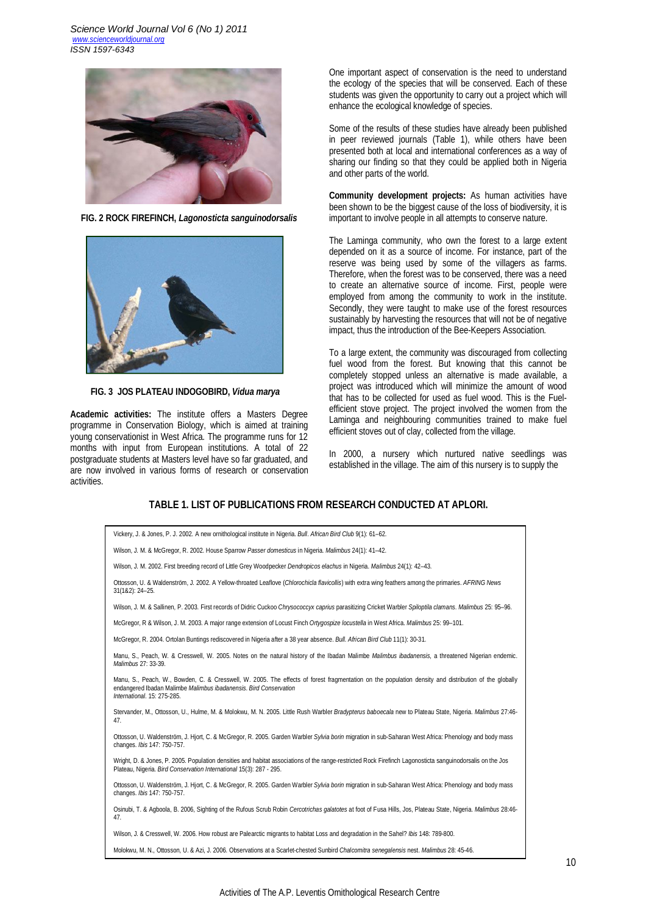**FIG. 2 ROCK FIREFINCH, *Lagonosticta sanguinodorsalis***

**FIG. 3 JOS PLATEAU INDOGOBIRD, *Vidua marya***

**Academic activities:** The institute offers a Masters Degree programme in Conservation Biology, which is aimed at training young conservationist in West Africa. The programme runs for 12 months with input from European institutions. A total of 22 postgraduate students at Masters level have so far graduated, and are now involved in various forms of research or conservation activities.

One important aspect of conservation is the need to understand the ecology of the species that will be conserved. Each of these students was given the opportunity to carry out a project which will enhance the ecological knowledge of species.

Some of the results of these studies have already been published in peer reviewed journals (Table 1), while others have been presented both at local and international conferences as a way of sharing our finding so that they could be applied both in Nigeria and other parts of the world.

**Community development projects:** As human activities have been shown to be the biggest cause of the loss of biodiversity, it is important to involve people in all attempts to conserve nature.

The Laminga community, who own the forest to a large extent depended on it as a source of income. For instance, part of the reserve was being used by some of the villagers as farms. Therefore, when the forest was to be conserved, there was a need to create an alternative source of income. First, people were employed from among the community to work in the institute. Secondly, they were taught to make use of the forest resources sustainably by harvesting the resources that will not be of negative impact, thus the introduction of the Bee-Keepers Association.

To a large extent, the community was discouraged from collecting fuel wood from the forest. But knowing that this cannot be completely stopped unless an alternative is made available, a project was introduced which will minimize the amount of wood that has to be collected for used as fuel wood. This is the Fuel-efficient stove project. The project involved the women from the Laminga and neighbouring communities trained to make fuel efficient stoves out of clay, collected from the village.

In 2000, a nursery which nurtured native seedlings was established in the village. The aim of this nursery is to supply the

**TABLE 1. LIST OF PUBLICATIONS FROM RESEARCH CONDUCTED AT APLORI.**

| |
|---|
| Vickery, J. & Jones, P. J. 2002. A new ornithological institute in Nigeria. *Bull. African Bird Club* 9(1): 61–62. |
| Wilson, J. M. & McGregor, R. 2002. House Sparrow *Passer domesticus* in Nigeria. *Malimbus* 24(1): 41–42. |
| Wilson, J. M. 2002. First breeding record of Little Grey Woodpecker *Dendropicos elachus* in Nigeria. *Malimbus* 24(1): 42–43. |
| Ottosson, U. & Waldenström, J. 2002. A Yellow-throated Leaflove (*Chlorochicla flavicollis*) with extra wing feathers among the primaries. *AFRING News* 31(1&2): 24–25. |
| Wilson, J. M. & Sallinen, P. 2003. First records of Didric Cuckoo *Chrysococcyx caprius* parasitizing Cricket Warbler *Spiloptila clamans*. *Malimbus* 25: 95–96. |
| McGregor, R & Wilson, J. M. 2003. A major range extension of Locust Finch *Ortygospize locustella* in West Africa. *Malimbus* 25: 99–101. |
| McGregor, R. 2004. Ortolan Buntings rediscovered in Nigeria after a 38 year absence. *Bull. African Bird Club* 11(1): 30-31. |
| Manu, S., Peach, W. & Cresswell, W. 2005. Notes on the natural history of the Ibadan Malimbe *Malimbus ibadanensis*, a threatened Nigerian endemic. *Malimbus* 27: 33-39. |
| Manu, S., Peach, W., Bowden, C. & Cresswell, W. 2005. The effects of forest fragmentation on the population density and distribution of the globally endangered Ibadan Malimbe *Malimbus ibadanensis*. *Bird Conservation International*. 15: 275-285. |
| Stervander, M., Ottosson, U., Hulme, M. & Molokwu, M. N. 2005. Little Rush Warbler *Bradypterus baboecala* new to Plateau State, Nigeria. *Malimbus* 27:46-47. |
| Ottosson, U. Waldenström, J. Hjort, C. & McGregor, R. 2005. Garden Warbler *Sylvia borin* migration in sub-Saharan West Africa: Phenology and body mass changes. *Ibis* 147: 750-757. |
| Wright, D. & Jones, P. 2005. Population densities and habitat associations of the range-restricted Rock Firefinch Lagonosticta sanguinodorsalis on the Jos Plateau, Nigeria. *Bird Conservation International* 15(3): 287 - 295. |
| Ottosson, U. Waldenström, J. Hjort, C. & McGregor, R. 2005. Garden Warbler *Sylvia borin* migration in sub-Saharan West Africa: Phenology and body mass changes. *Ibis* 147: 750-757. |
| Osinubi, T. & Agboola, B. 2006, Sighting of the Rufous Scrub Robin *Cercotrichas galatotes* at foot of Fusa Hills, Jos, Plateau State, Nigeria. *Malimbus* 28:46-47. |
| Wilson, J. & Cresswell, W. 2006. How robust are Palearctic migrants to habitat Loss and degradation in the Sahel? *Ibis* 148: 789-800. |
| Molokwu, M. N., Ottosson, U. & Azi, J. 2006. Observations at a Scarlet-chested Sunbird *Chalcomitra senegalensis* nest. *Malimbus* 28: 45-46. |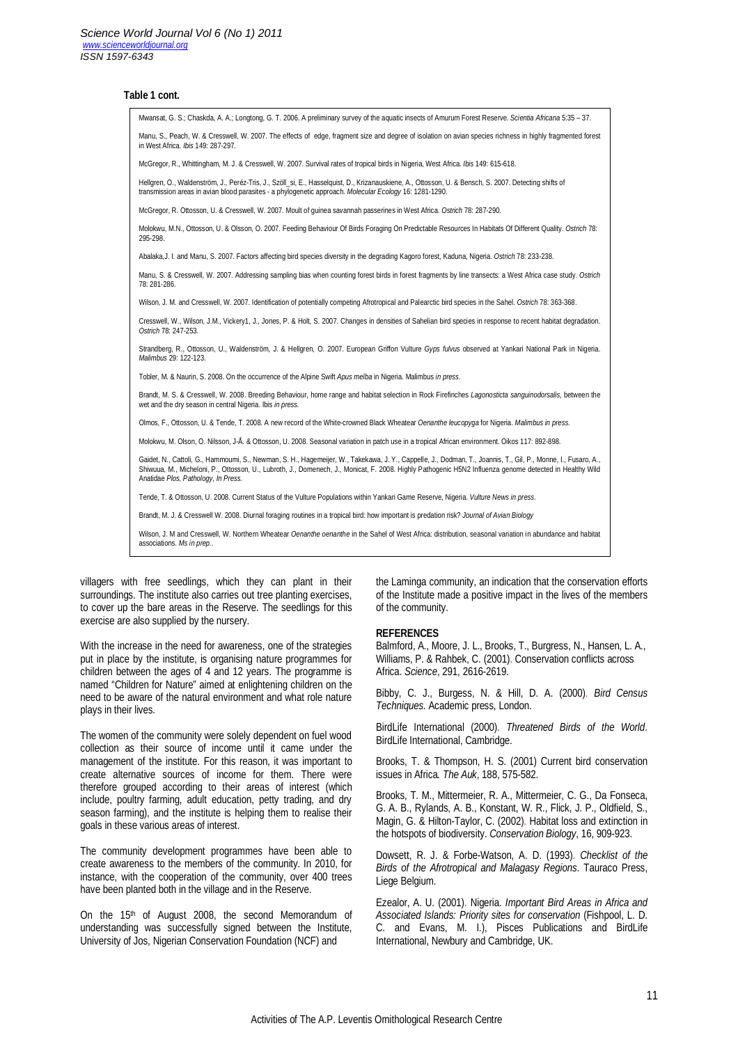**Table 1 cont.**

| |
|---|
| Mwansat, G. S.; Chaskda, A. A.; Longtong, G. T. 2006. A preliminary survey of the aquatic insects of Amurum Forest Reserve. *Scientia Africana* 5:35 – 37. |
| Manu, S., Peach, W. & Cresswell, W. 2007. The effects of edge, fragment size and degree of isolation on avian species richness in highly fragmented forest in West Africa. *Ibis* 149: 287-297. |
| McGregor, R., Whittingham, M. J. & Cresswell, W. 2007. Survival rates of tropical birds in Nigeria, West Africa. *Ibis* 149: 615-618. |
| Hellgren, O., Waldenström, J., Peréz-Tris, J., Szöll_si, E., Hasselquist, D., Krizanauskiene, A., Ottosson, U. & Bensch, S. 2007. Detecting shifts of transmission areas in avian blood parasites - a phylogenetic approach. *Molecular Ecology* 16: 1281-1290. |
| McGregor, R. Ottosson, U. & Cresswell, W. 2007. Moult of guinea savannah passerines in West Africa. *Ostrich* 78: 287-290. |
| Molokwu, M.N., Ottosson, U. & Olsson, O. 2007. Feeding Behaviour Of Birds Foraging On Predictable Resources In Habitats Of Different Quality. *Ostrich* 78: 295-298. |
| Abalaka,J. I. and Manu, S. 2007. Factors affecting bird species diversity in the degrading Kagoro forest, Kaduna, Nigeria. *Ostrich* 78: 233-238. |
| Manu, S. & Cresswell, W. 2007. Addressing sampling bias when counting forest birds in forest fragments by line transects: a West Africa case study. *Ostrich* 78: 281-286. |
| Wilson, J. M. and Cresswell, W. 2007. Identification of potentially competing Afrotropical and Palearctic bird species in the Sahel. *Ostrich* 78: 363-368. |
| Cresswell, W., Wilson, J.M., Vickery1, J., Jones, P. & Holt, S. 2007. Changes in densities of Sahelian bird species in response to recent habitat degradation. *Ostrich* 78: 247-253. |
| Strandberg, R., Ottosson, U., Waldenström, J. & Hellgren, O. 2007. European Griffon Vulture *Gyps fulvus* observed at Yankari National Park in Nigeria. *Malimbus* 29: 122-123. |
| Tobler, M. & Naurin, S. 2008. On the occurrence of the Alpine Swift *Apus melba* in Nigeria. Malimbus *in press*. |
| Brandt, M. S. & Cresswell, W. 2008. Breeding Behaviour, home range and habitat selection in Rock Firefinches *Lagonosticta sanguinodorsalis*, between the wet and the dry season in central Nigeria. Ibis *in press.* |
| Olmos, F., Ottosson, U. & Tende, T. 2008. A new record of the White-crowned Black Wheatear *Oenanthe leucopyga* for Nigeria. *Malimbus in press.* |
| Molokwu, M. Olson, O. Nilsson, J-Å. & Ottosson, U. 2008. Seasonal variation in patch use in a tropical African environment. Oikos 117: 892-898. |
| Gaidet, N., Cattoli, G., Hammoumi, S., Newman, S. H., Hagemeijer, W., Takekawa, J. Y., Cappelle, J., Dodman, T., Joannis, T., Gil, P., Monne, I., Fusaro, A., Shiwuua, M., Micheloni, P., Ottosson, U., Lubroth, J., Domenech, J., Monicat, F. 2008. Highly Pathogenic H5N2 Influenza genome detected in Healthy Wild Anatidae *Plos, Pathology*, *In Press.* |
| Tende, T. & Ottosson, U. 2008. Current Status of the Vulture Populations within Yankari Game Reserve, Nigeria. *Vulture News in press.* |
| Brandt, M. J. & Cresswell W. 2008. Diurnal foraging routines in a tropical bird: how important is predation risk? *Journal of Avian Biology* |
| Wilson, J. M and Cresswell, W. Northern Wheatear *Oenanthe oenanthe* in the Sahel of West Africa: distribution, seasonal variation in abundance and habitat associations. *Ms in prep..* |

villagers with free seedlings, which they can plant in their surroundings. The institute also carries out tree planting exercises, to cover up the bare areas in the Reserve. The seedlings for this exercise are also supplied by the nursery.

With the increase in the need for awareness, one of the strategies put in place by the institute, is organising nature programmes for children between the ages of 4 and 12 years. The programme is named "Children for Nature" aimed at enlightening children on the need to be aware of the natural environment and what role nature plays in their lives.

The women of the community were solely dependent on fuel wood collection as their source of income until it came under the management of the institute. For this reason, it was important to create alternative sources of income for them. There were therefore grouped according to their areas of interest (which include, poultry farming, adult education, petty trading, and dry season farming), and the institute is helping them to realise their goals in these various areas of interest.

The community development programmes have been able to create awareness to the members of the community. In 2010, for instance, with the cooperation of the community, over 400 trees have been planted both in the village and in the Reserve.

On the 15th of August 2008, the second Memorandum of understanding was successfully signed between the Institute, University of Jos, Nigerian Conservation Foundation (NCF) and the Laminga community, an indication that the conservation efforts of the Institute made a positive impact in the lives of the members of the community.

## REFERENCES

Balmford, A., Moore, J. L., Brooks, T., Burgress, N., Hansen, L. A., Williams, P. & Rahbek, C. (2001). Conservation conflicts across Africa. *Science*, 291, 2616-2619.

Bibby, C. J., Burgess, N. & Hill, D. A. (2000). *Bird Census Techniques.* Academic press, London.

BirdLife International (2000). *Threatened Birds of the World*. BirdLife International, Cambridge.

Brooks, T. & Thompson, H. S. (2001) Current bird conservation issues in Africa*. The Auk*, 188, 575-582.

Brooks, T. M., Mittermeier, R. A., Mittermeier, C. G., Da Fonseca, G. A. B., Rylands, A. B., Konstant, W. R., Flick, J. P., Oldfield, S., Magin, G. & Hilton-Taylor, C. (2002). Habitat loss and extinction in the hotspots of biodiversity. *Conservation Biology*, 16, 909-923.

Dowsett, R. J. & Forbe-Watson, A. D. (1993). *Checklist of the Birds of the Afrotropical and Malagasy Regions.* Tauraco Press, Liege Belgium.

Ezealor, A. U. (2001). Nigeria. *Important Bird Areas in Africa and Associated Islands: Priority sites for conservation* (Fishpool, L. D. C. and Evans, M. I.), Pisces Publications and BirdLife International, Newbury and Cambridge, UK.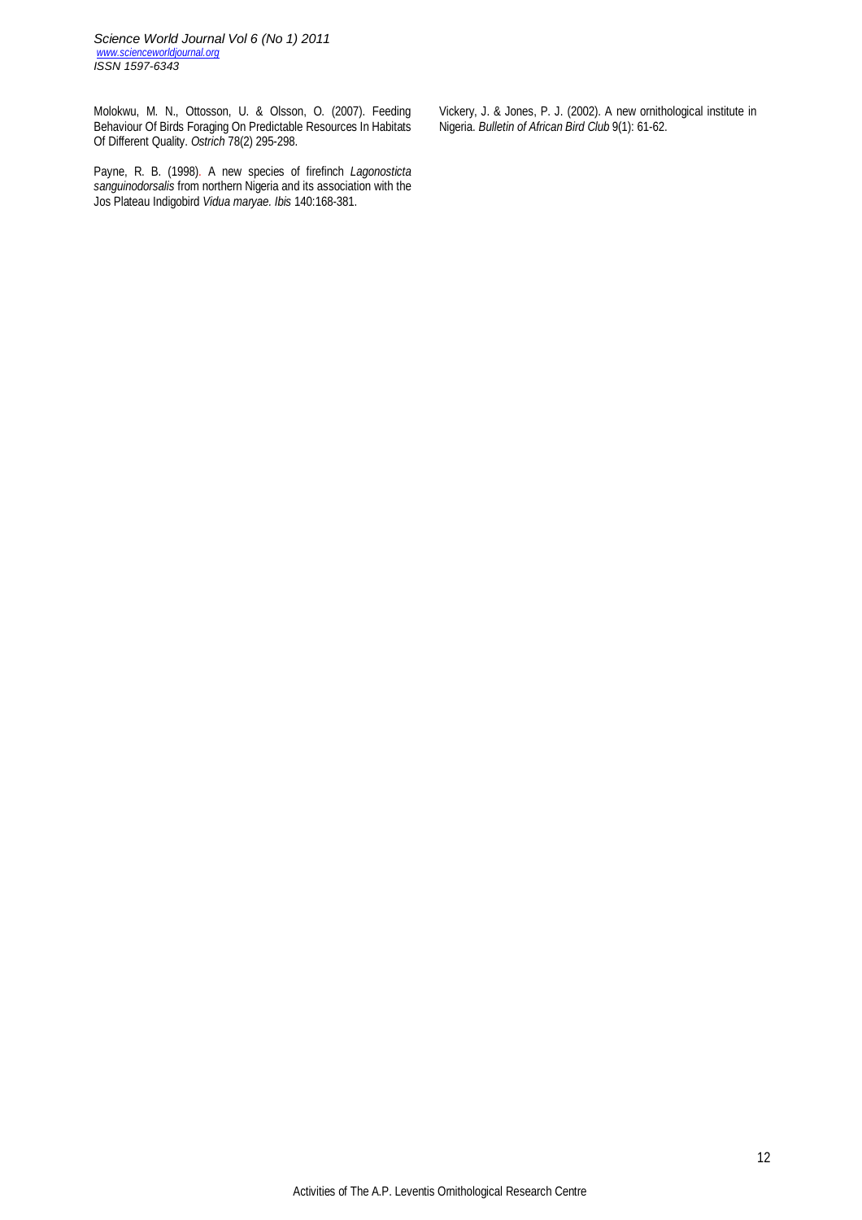Molokwu, M. N., Ottosson, U. & Olsson, O. (2007). Feeding Behaviour Of Birds Foraging On Predictable Resources In Habitats Of Different Quality. *Ostrich* 78(2) 295-298.

Payne, R. B. (1998). A new species of firefinch *Lagonosticta sanguinodorsalis* from northern Nigeria and its association with the Jos Plateau Indigobird *Vidua maryae*. *Ibis* 140:168-381.

Vickery, J. & Jones, P. J. (2002). A new ornithological institute in Nigeria. *Bulletin of African Bird Club* 9(1): 61-62.